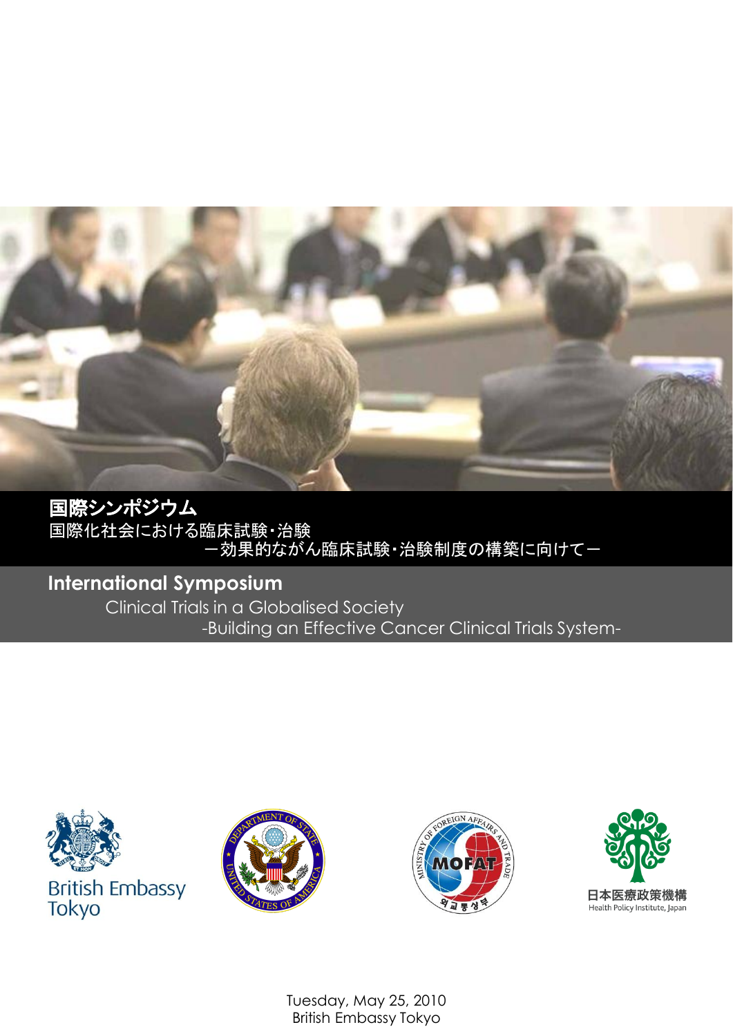# 国際シンポジウム

国際化社会における臨床試験・治験

ー効果的ながん臨床試験・治験制度の構築に向けてー

# International Symposium

Clinical Trials in a Globalised Society

-Building an Effective Cancer Clinical Trials System-

British Embassy Tokyo

日本医療政策機構
Health Policy Institute, Japan

Tuesday, May 25, 2010
British Embassy Tokyo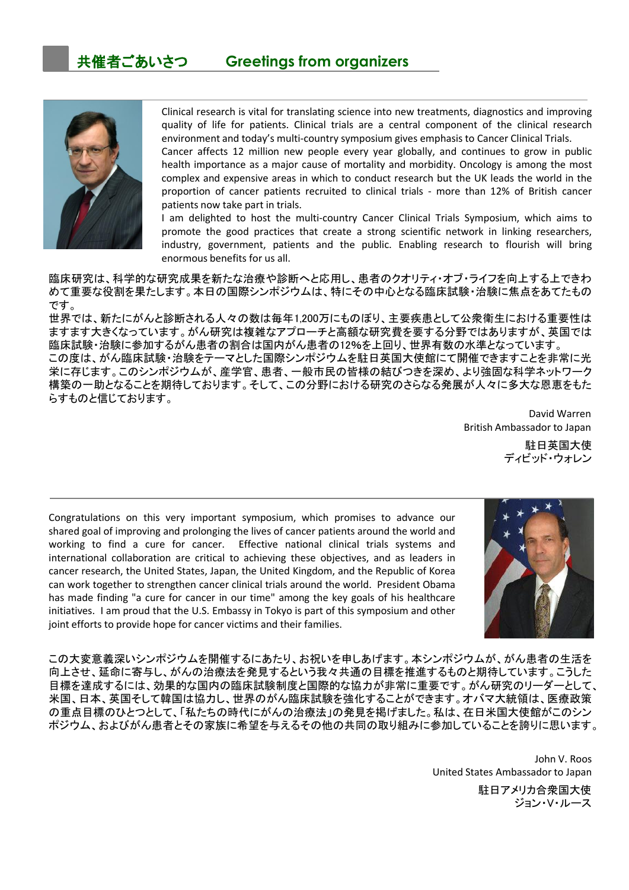## 共催者ごあいさつ　　Greetings from organizers

Clinical research is vital for translating science into new treatments, diagnostics and improving quality of life for patients. Clinical trials are a central component of the clinical research environment and today's multi-country symposium gives emphasis to Cancer Clinical Trials.
Cancer affects 12 million new people every year globally, and continues to grow in public health importance as a major cause of mortality and morbidity. Oncology is among the most complex and expensive areas in which to conduct research but the UK leads the world in the proportion of cancer patients recruited to clinical trials - more than 12% of British cancer patients now take part in trials.
I am delighted to host the multi-country Cancer Clinical Trials Symposium, which aims to promote the good practices that create a strong scientific network in linking researchers, industry, government, patients and the public. Enabling research to flourish will bring enormous benefits for us all.

臨床研究は、科学的な研究成果を新たな治療や診断へと応用し、患者のクオリティ･オブ･ライフを向上する上できわめて重要な役割を果たします。本日の国際シンポジウムは、特にその中心となる臨床試験・治験に焦点をあてたものです。
世界では、新たにがんと診断される人々の数は毎年1,200万にものぼり、主要疾患として公衆衛生における重要性はますます大きくなっています。がん研究は複雑なアプローチと高額な研究費を要する分野ではありますが、英国では臨床試験・治験に参加するがん患者の割合は国内がん患者の12%を上回り、世界有数の水準となっています。
この度は、がん臨床試験・治験をテーマとした国際シンポジウムを駐日英国大使館にて開催できますことを非常に光栄に存じます。このシンポジウムが、産学官、患者、一般市民の皆様の結びつきを深め、より強固な科学ネットワーク構築の一助となることを期待しております。そして、この分野における研究のさらなる発展が人々に多大な恩恵をもたらすものと信じております。

David Warren
British Ambassador to Japan

駐日英国大使
ディビッド･ウォレン

---

Congratulations on this very important symposium, which promises to advance our shared goal of improving and prolonging the lives of cancer patients around the world and working to find a cure for cancer. Effective national clinical trials systems and international collaboration are critical to achieving these objectives, and as leaders in cancer research, the United States, Japan, the United Kingdom, and the Republic of Korea can work together to strengthen cancer clinical trials around the world. President Obama has made finding "a cure for cancer in our time" among the key goals of his healthcare initiatives. I am proud that the U.S. Embassy in Tokyo is part of this symposium and other joint efforts to provide hope for cancer victims and their families.

この大変意義深いシンポジウムを開催するにあたり、お祝いを申しあげます。本シンポジウムが、がん患者の生活を向上させ、延命に寄与し、がんの治療法を発見するという我々共通の目標を推進するものと期待しています。こうした目標を達成するには、効果的な国内の臨床試験制度と国際的な協力が非常に重要です。がん研究のリーダーとして、米国、日本、英国そして韓国は協力し、世界のがん臨床試験を強化することができます。オバマ大統領は、医療政策の重点目標のひとつとして、「私たちの時代にがんの治療法」の発見を掲げました。私は、在日米国大使館がこのシンポジウム、およびがん患者とその家族に希望を与えるその他の共同の取り組みに参加していることを誇りに思います。

John V. Roos
United States Ambassador to Japan

駐日アメリカ合衆国大使
ジョン･V･ルース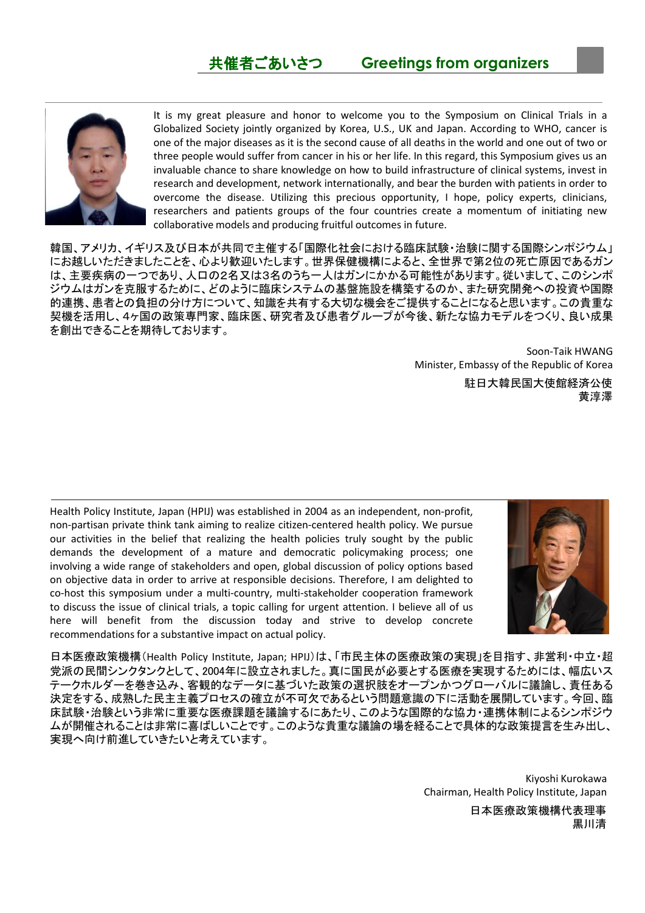## 共催者ごあいさつ　Greetings from organizers

It is my great pleasure and honor to welcome you to the Symposium on Clinical Trials in a Globalized Society jointly organized by Korea, U.S., UK and Japan. According to WHO, cancer is one of the major diseases as it is the second cause of all deaths in the world and one out of two or three people would suffer from cancer in his or her life. In this regard, this Symposium gives us an invaluable chance to share knowledge on how to build infrastructure of clinical systems, invest in research and development, network internationally, and bear the burden with patients in order to overcome the disease. Utilizing this precious opportunity, I hope, policy experts, clinicians, researchers and patients groups of the four countries create a momentum of initiating new collaborative models and producing fruitful outcomes in future.

韓国、アメリカ、イギリス及び日本が共同で主催する「国際化社会における臨床試験・治験に関する国際シンポジウム」にお越しいただきましたことを、心より歓迎いたします。世界保健機構によると、全世界で第2位の死亡原因であるガンは、主要疾病の一つであり、人口の2名又は3名のうち一人はガンにかかる可能性があります。従いまして、このシンポジウムはガンを克服するために、どのように臨床システムの基盤施設を構築するのか、また研究開発への投資や国際的連携、患者との負担の分け方について、知識を共有する大切な機会をご提供することになると思います。この貴重な契機を活用し、4ヶ国の政策専門家、臨床医、研究者及び患者グループが今後、新たな協力モデルをつくり、良い成果を創出できることを期待しております。

Soon-Taik HWANG  
Minister, Embassy of the Republic of Korea  
駐日大韓民国大使館経済公使  
黄淳澤

---

Health Policy Institute, Japan (HPIJ) was established in 2004 as an independent, non-profit, non-partisan private think tank aiming to realize citizen-centered health policy. We pursue our activities in the belief that realizing the health policies truly sought by the public demands the development of a mature and democratic policymaking process; one involving a wide range of stakeholders and open, global discussion of policy options based on objective data in order to arrive at responsible decisions. Therefore, I am delighted to co-host this symposium under a multi-country, multi-stakeholder cooperation framework to discuss the issue of clinical trials, a topic calling for urgent attention. I believe all of us here will benefit from the discussion today and strive to develop concrete recommendations for a substantive impact on actual policy.

日本医療政策機構（Health Policy Institute, Japan; HPIJ）は、「市民主体の医療政策の実現」を目指す、非営利・中立・超党派の民間シンクタンクとして、2004年に設立されました。真に国民が必要とする医療を実現するためには、幅広いステークホルダーを巻き込み、客観的なデータに基づいた政策の選択肢をオープンかつグローバルに議論し、責任ある決定をする、成熟した民主主義プロセスの確立が不可欠であるという問題意識の下に活動を展開しています。今回、臨床試験・治験という非常に重要な医療課題を議論するにあたり、このような国際的な協力・連携体制によるシンポジウムが開催されることは非常に喜ばしいことです。このような貴重な議論の場を経ることで具体的な政策提言を生み出し、実現へ向け前進していきたいと考えています。

Kiyoshi Kurokawa  
Chairman, Health Policy Institute, Japan  
日本医療政策機構代表理事  
黒川清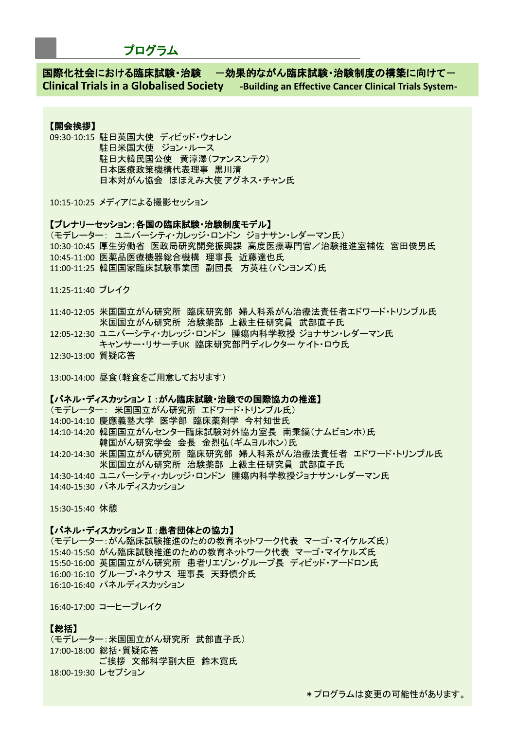## プログラム

### 国際化社会における臨床試験・治験　－効果的ながん臨床試験・治験制度の構築に向けて－
### Clinical Trials in a Globalised Society　-Building an Effective Cancer Clinical Trials System-

**【開会挨拶】**

09:30-10:15 駐日英国大使　ディビッド・ウォレン
駐日米国大使　ジョン・ルース
駐日大韓民国公使　黄淳澤(ファンスンテク)
日本医療政策機構代表理事　黒川清
日本対がん協会　ほほえみ大使 アグネス・チャン氏

10:15-10:25 メディアによる撮影セッション

**【プレナリーセッション：各国の臨床試験・治験制度モデル】**

(モデレーター：　ユニバーシティ・カレッジ・ロンドン　ジョナサン・レダーマン氏)
10:30-10:45 厚生労働省　医政局研究開発振興課　高度医療専門官／治験推進室補佐　宮田俊男氏
10:45-11:00 医薬品医療機器総合機構　理事長　近藤達也氏
11:00-11:25 韓国国家臨床試験事業団　副団長　方英柱(バンヨンズ)氏

11:25-11:40 ブレイク

11:40-12:05 米国国立がん研究所　臨床研究部　婦人科系がん治療法責任者エドワード・トリンブル氏
米国国立がん研究所　治験薬部　上級主任研究員　武部直子氏
12:05-12:30 ユニバーシティ・カレッジ・ロンドン　腫瘍内科学教授 ジョナサン・レダーマン氏
キャンサー・リサーチUK　臨床研究部門ディレクター ケイト・ロウ氏
12:30-13:00 質疑応答

13:00-14:00 昼食(軽食をご用意しております)

**【パネル・ディスカッションⅠ：がん臨床試験・治験での国際協力の推進】**

(モデレーター：　米国国立がん研究所　エドワード・トリンブル氏)
14:00-14:10 慶應義塾大学　医学部　臨床薬剤学　今村知世氏
14:10-14:20 韓国国立がんセンター臨床試験対外協力室長　南秉鎬(ナムビョンホ)氏
韓国がん研究学会　会長　金烈弘(ギムヨルホン)氏
14:20-14:30 米国国立がん研究所　臨床研究部　婦人科系がん治療法責任者　エドワード・トリンブル氏
米国国立がん研究所　治験薬部　上級主任研究員　武部直子氏
14:30-14:40 ユニバーシティ・カレッジ・ロンドン　腫瘍内科学教授ジョナサン・レダーマン氏
14:40-15:30 パネルディスカッション

15:30-15:40 休憩

**【パネル・ディスカッションⅡ：患者団体との協力】**

(モデレーター：がん臨床試験推進のための教育ネットワーク代表　マーゴ・マイケルズ氏)
15:40-15:50 がん臨床試験推進のための教育ネットワーク代表　マーゴ・マイケルズ氏
15:50-16:00 英国国立がん研究所　患者リエゾン・グループ長　ディビッド・アードロン氏
16:00-16:10 グループ・ネクサス　理事長　天野慎介氏
16:10-16:40 パネルディスカッション

16:40-17:00 コーヒーブレイク

**【総括】**

(モデレーター：米国国立がん研究所　武部直子氏)
17:00-18:00 総括・質疑応答
ご挨拶　文部科学副大臣　鈴木寛氏
18:00-19:30 レセプション

＊プログラムは変更の可能性があります。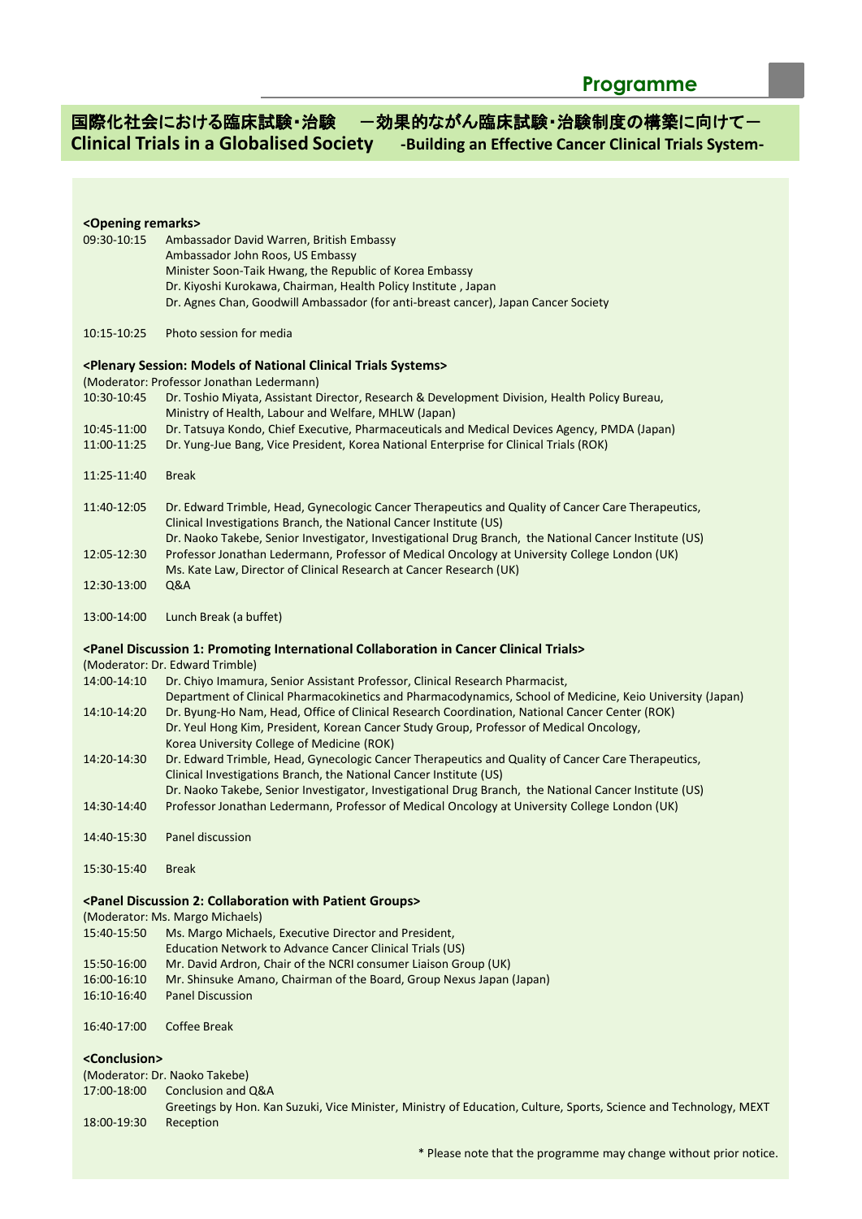## Programme

# 国際化社会における臨床試験・治験　－効果的ながん臨床試験・治験制度の構築に向けて－
# Clinical Trials in a Globalised Society　-Building an Effective Cancer Clinical Trials System-

**<Opening remarks>**

09:30-10:15　Ambassador David Warren, British Embassy
Ambassador John Roos, US Embassy
Minister Soon-Taik Hwang, the Republic of Korea Embassy
Dr. Kiyoshi Kurokawa, Chairman, Health Policy Institute , Japan
Dr. Agnes Chan, Goodwill Ambassador (for anti-breast cancer), Japan Cancer Society

10:15-10:25　Photo session for media

**<Plenary Session: Models of National Clinical Trials Systems>**

(Moderator: Professor Jonathan Ledermann)

10:30-10:45　Dr. Toshio Miyata, Assistant Director, Research & Development Division, Health Policy Bureau, Ministry of Health, Labour and Welfare, MHLW (Japan)
10:45-11:00　Dr. Tatsuya Kondo, Chief Executive, Pharmaceuticals and Medical Devices Agency, PMDA (Japan)
11:00-11:25　Dr. Yung-Jue Bang, Vice President, Korea National Enterprise for Clinical Trials (ROK)

11:25-11:40　Break

11:40-12:05　Dr. Edward Trimble, Head, Gynecologic Cancer Therapeutics and Quality of Cancer Care Therapeutics, Clinical Investigations Branch, the National Cancer Institute (US)
Dr. Naoko Takebe, Senior Investigator, Investigational Drug Branch, the National Cancer Institute (US)
12:05-12:30　Professor Jonathan Ledermann, Professor of Medical Oncology at University College London (UK)
Ms. Kate Law, Director of Clinical Research at Cancer Research (UK)
12:30-13:00　Q&A

13:00-14:00　Lunch Break (a buffet)

**<Panel Discussion 1: Promoting International Collaboration in Cancer Clinical Trials>**

(Moderator: Dr. Edward Trimble)

14:00-14:10　Dr. Chiyo Imamura, Senior Assistant Professor, Clinical Research Pharmacist, Department of Clinical Pharmacokinetics and Pharmacodynamics, School of Medicine, Keio University (Japan)
14:10-14:20　Dr. Byung-Ho Nam, Head, Office of Clinical Research Coordination, National Cancer Center (ROK)
Dr. Yeul Hong Kim, President, Korean Cancer Study Group, Professor of Medical Oncology, Korea University College of Medicine (ROK)
14:20-14:30　Dr. Edward Trimble, Head, Gynecologic Cancer Therapeutics and Quality of Cancer Care Therapeutics, Clinical Investigations Branch, the National Cancer Institute (US)
Dr. Naoko Takebe, Senior Investigator, Investigational Drug Branch, the National Cancer Institute (US)
14:30-14:40　Professor Jonathan Ledermann, Professor of Medical Oncology at University College London (UK)

14:40-15:30　Panel discussion

15:30-15:40　Break

**<Panel Discussion 2: Collaboration with Patient Groups>**

(Moderator: Ms. Margo Michaels)

15:40-15:50　Ms. Margo Michaels, Executive Director and President, Education Network to Advance Cancer Clinical Trials (US)
15:50-16:00　Mr. David Ardron, Chair of the NCRI consumer Liaison Group (UK)
16:00-16:10　Mr. Shinsuke Amano, Chairman of the Board, Group Nexus Japan (Japan)
16:10-16:40　Panel Discussion

16:40-17:00　Coffee Break

**<Conclusion>**

(Moderator: Dr. Naoko Takebe)

17:00-18:00　Conclusion and Q&A
Greetings by Hon. Kan Suzuki, Vice Minister, Ministry of Education, Culture, Sports, Science and Technology, MEXT
18:00-19:30　Reception

* Please note that the programme may change without prior notice.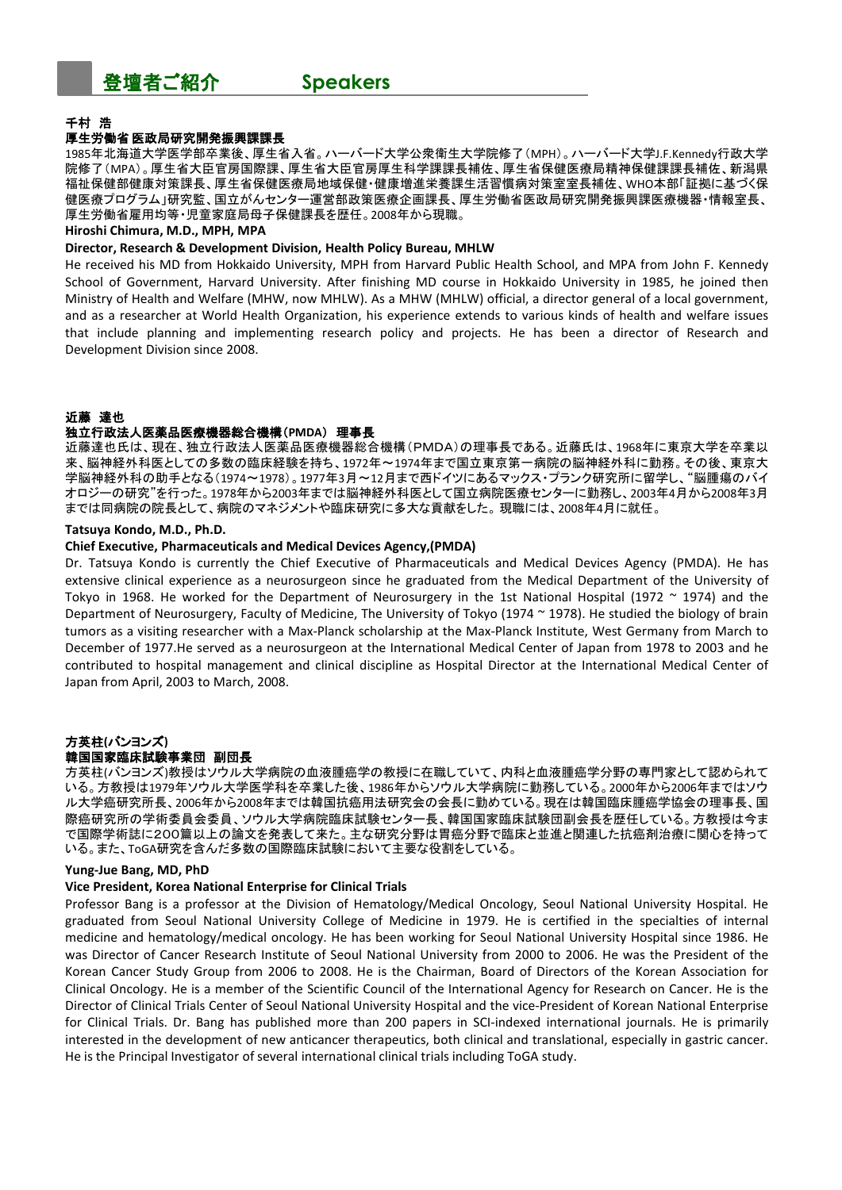# 登壇者ご紹介　　Speakers

**千村 浩**

**厚生労働省 医政局研究開発振興課課長**

1985年北海道大学医学部卒業後、厚生省入省。ハーバード大学公衆衛生大学院修了（MPH）。ハーバード大学J.F.Kennedy行政大学院修了（MPA）。厚生省大臣官房国際課、厚生省大臣官房厚生科学課課長補佐、厚生省保健医療局精神保健課課長補佐、新潟県福祉保健部健康対策課長、厚生省保健医療局地域保健・健康増進栄養課生活習慣病対策室室長補佐、WHO本部「証拠に基づく保健医療プログラム」研究監、国立がんセンター運営部政策医療企画課長、厚生労働省医政局研究開発振興課医療機器・情報室長、厚生労働省雇用均等・児童家庭局母子保健課長を歴任。2008年から現職。

**Hiroshi Chimura, M.D., MPH, MPA**

**Director, Research & Development Division, Health Policy Bureau, MHLW**

He received his MD from Hokkaido University, MPH from Harvard Public Health School, and MPA from John F. Kennedy School of Government, Harvard University. After finishing MD course in Hokkaido University in 1985, he joined then Ministry of Health and Welfare (MHW, now MHLW). As a MHW (MHLW) official, a director general of a local government, and as a researcher at World Health Organization, his experience extends to various kinds of health and welfare issues that include planning and implementing research policy and projects. He has been a director of Research and Development Division since 2008.

**近藤 達也**

**独立行政法人医薬品医療機器総合機構（PMDA） 理事長**

近藤達也氏は、現在、独立行政法人医薬品医療機器総合機構（PMDA）の理事長である。近藤氏は、1968年に東京大学を卒業以来、脳神経外科医としての多数の臨床経験を持ち、1972年～1974年まで国立東京第一病院の脳神経外科に勤務。その後、東京大学脳神経外科の助手となる（1974～1978）。1977年3月～12月まで西ドイツにあるマックス・プランク研究所に留学し、"脳腫瘍のバイオロジーの研究"を行った。1978年から2003年までは脳神経外科医として国立病院医療センターに勤務し、2003年4月から2008年3月までは同病院の院長として、病院のマネジメントや臨床研究に多大な貢献をした。現職には、2008年4月に就任。

**Tatsuya Kondo, M.D., Ph.D.**

**Chief Executive, Pharmaceuticals and Medical Devices Agency,(PMDA)**

Dr. Tatsuya Kondo is currently the Chief Executive of Pharmaceuticals and Medical Devices Agency (PMDA). He has extensive clinical experience as a neurosurgeon since he graduated from the Medical Department of the University of Tokyo in 1968. He worked for the Department of Neurosurgery in the 1st National Hospital (1972 ~ 1974) and the Department of Neurosurgery, Faculty of Medicine, The University of Tokyo (1974 ~ 1978). He studied the biology of brain tumors as a visiting researcher with a Max-Planck scholarship at the Max-Planck Institute, West Germany from March to December of 1977.He served as a neurosurgeon at the International Medical Center of Japan from 1978 to 2003 and he contributed to hospital management and clinical discipline as Hospital Director at the International Medical Center of Japan from April, 2003 to March, 2008.

**方英柱(バンヨンズ)**

**韓国国家臨床試験事業団 副団長**

方英柱(バンヨンズ)教授はソウル大学病院の血液腫瘍学の教授に在職していて、内科と血液腫瘍学分野の専門家として認められている。方教授は1979年ソウル大学医学科を卒業した後、1986年からソウル大学病院に勤務している。2000年から2006年まではソウル大学癌研究所所長、2006年から2008年までは韓国抗癌用法研究会の会長に勤めている。現在は韓国臨床腫瘍学協会の理事長、国際癌研究所の学術委員会委員、ソウル大学病院臨床試験センター長、韓国国家臨床試験団副会長を歴任している。方教授は今まで国際学術誌に２００篇以上の論文を発表して来た。主な研究分野は胃癌分野で臨床と並進と関連した抗癌剤治療に関心を持っている。また、ToGA研究を含んだ多数の国際臨床試験において主要な役割をしている。

**Yung-Jue Bang, MD, PhD**

**Vice President, Korea National Enterprise for Clinical Trials**

Professor Bang is a professor at the Division of Hematology/Medical Oncology, Seoul National University Hospital. He graduated from Seoul National University College of Medicine in 1979. He is certified in the specialties of internal medicine and hematology/medical oncology. He has been working for Seoul National University Hospital since 1986. He was Director of Cancer Research Institute of Seoul National University from 2000 to 2006. He was the President of the Korean Cancer Study Group from 2006 to 2008. He is the Chairman, Board of Directors of the Korean Association for Clinical Oncology. He is a member of the Scientific Council of the International Agency for Research on Cancer. He is the Director of Clinical Trials Center of Seoul National University Hospital and the vice-President of Korean National Enterprise for Clinical Trials. Dr. Bang has published more than 200 papers in SCI-indexed international journals. He is primarily interested in the development of new anticancer therapeutics, both clinical and translational, especially in gastric cancer. He is the Principal Investigator of several international clinical trials including ToGA study.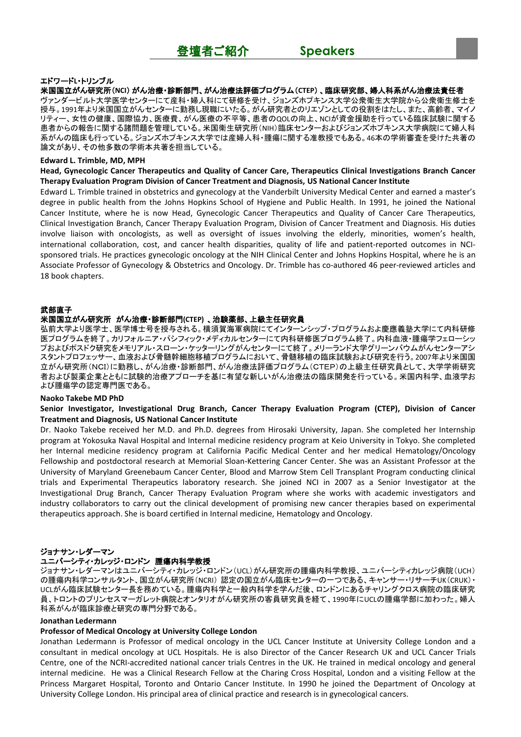# 登壇者ご紹介　Speakers

**エドワードL･トリンブル**

**米国国立がん研究所（NCI）がん治療・診断部門、がん治療法評価プログラム（CTEP）、臨床研究部、婦人科系がん治療法責任者**

ヴァンダービルト大学医学センターにて産科・婦人科にて研修を受け、ジョンズホプキンス大学公衆衛生大学院から公衆衛生修士を授与。1991年より米国国立がんセンターに勤務し現職にいたる。がん研究者とのリエゾンとしての役割をはたし、また、高齢者、マイノリティー、女性の健康、国際協力、医療費、がん医療の不平等、患者のQOLの向上、NCIが資金援助を行っている臨床試験に関する患者からの報告に関する諸問題を管理している。米国衛生研究所（NIH）臨床センターおよびジョンズホプキンス大学病院にて婦人科系がんの臨床も行っている。ジョンズホプキンス大学では産婦人科・腫瘍に関する准教授でもある。46本の学術審査を受けた共著の論文があり、その他多数の学術本共著を担当している。

**Edward L. Trimble, MD, MPH**

**Head, Gynecologic Cancer Therapeutics and Quality of Cancer Care, Therapeutics Clinical Investigations Branch Cancer Therapy Evaluation Program Division of Cancer Treatment and Diagnosis, US National Cancer Institute**

Edward L. Trimble trained in obstetrics and gynecology at the Vanderbilt University Medical Center and earned a master's degree in public health from the Johns Hopkins School of Hygiene and Public Health. In 1991, he joined the National Cancer Institute, where he is now Head, Gynecologic Cancer Therapeutics and Quality of Cancer Care Therapeutics, Clinical Investigation Branch, Cancer Therapy Evaluation Program, Division of Cancer Treatment and Diagnosis. His duties involve liaison with oncologists, as well as oversight of issues involving the elderly, minorities, women's health, international collaboration, cost, and cancer health disparities, quality of life and patient-reported outcomes in NCI-sponsored trials. He practices gynecologic oncology at the NIH Clinical Center and Johns Hopkins Hospital, where he is an Associate Professor of Gynecology & Obstetrics and Oncology. Dr. Trimble has co-authored 46 peer-reviewed articles and 18 book chapters.

**武部直子**

**米国国立がん研究所　がん治療・診断部門(CTEP)、治験薬部、上級主任研究員**

弘前大学より医学士、医学博士号を授与される。横須賀海軍病院にてインターンシップ・プログラムおよ慶應義塾大学にて内科研修医プログラムを終了。カリフォルニア・パシフィック・メディカルセンターにて内科研修医プログラム終了。内科血液・腫瘍学フェローシップおよびポスドク研究をメモリアル・スローン・ケッターリングがんセンターにて終了。メリーランド大学グリーンバウムがんセンターアシスタントプロフェッサー、血液および骨髄幹細胞移植プログラムにおいて、骨髄移植の臨床試験および研究を行う。2007年より米国国立がん研究所（NCI）に勤務し、がん治療・診断部門、がん治療法評価プログラム（CTEP）の上級主任研究員として、大学学術研究者および製薬企業とともに試験的治療アプローチを基に有望な新しいがん治療法の臨床開発を行っている。米国内科学、血液学および腫瘍学の認定専門医である。

**Naoko Takebe MD PhD**

**Senior Investigator, Investigational Drug Branch, Cancer Therapy Evaluation Program (CTEP), Division of Cancer Treatment and Diagnosis, US National Cancer Institute**

Dr. Naoko Takebe received her M.D. and Ph.D. degrees from Hirosaki University, Japan. She completed her Internship program at Yokosuka Naval Hospital and Internal medicine residency program at Keio University in Tokyo. She completed her Internal medicine residency program at California Pacific Medical Center and her medical Hematology/Oncology Fellowship and postdoctoral research at Memorial Sloan-Kettering Cancer Center. She was an Assistant Professor at the University of Maryland Greenebaum Cancer Center, Blood and Marrow Stem Cell Transplant Program conducting clinical trials and Experimental Therapeutics laboratory research. She joined NCI in 2007 as a Senior Investigator at the Investigational Drug Branch, Cancer Therapy Evaluation Program where she works with academic investigators and industry collaborators to carry out the clinical development of promising new cancer therapies based on experimental therapeutics approach. She is board certified in Internal medicine, Hematology and Oncology.

**ジョナサン・レダーマン**

**ユニバーシティ・カレッジ・ロンドン　腫瘍内科学教授**

ジョナサン・レダーマンはユニバーシティ・カレッジ・ロンドン（UCL）がん研究所の腫瘍内科学教授、ユニバーシティカレッジ病院（UCH）の腫瘍内科学コンサルタント、国立がん研究所（NCRI）認定の国立がん臨床センターの一つである、キャンサー・リサーチUK（CRUK）・UCLがん臨床試験センター長を務めている。腫瘍内科学と一般内科学を学んだ後、ロンドンにあるチャリングクロス病院の臨床研究員、トロントのプリンセスマーガレット病院とオンタリオがん研究所の客員研究員を経て、1990年にUCLの腫瘍学部に加わった。婦人科系がんが臨床診療と研究の専門分野である。

**Jonathan Ledermann**

**Professor of Medical Oncology at University College London**

Jonathan Ledermann is Professor of medical oncology in the UCL Cancer Institute at University College London and a consultant in medical oncology at UCL Hospitals. He is also Director of the Cancer Research UK and UCL Cancer Trials Centre, one of the NCRI-accredited national cancer trials Centres in the UK. He trained in medical oncology and general internal medicine. He was a Clinical Research Fellow at the Charing Cross Hospital, London and a visiting Fellow at the Princess Margaret Hospital, Toronto and Ontario Cancer Institute. In 1990 he joined the Department of Oncology at University College London. His principal area of clinical practice and research is in gynecological cancers.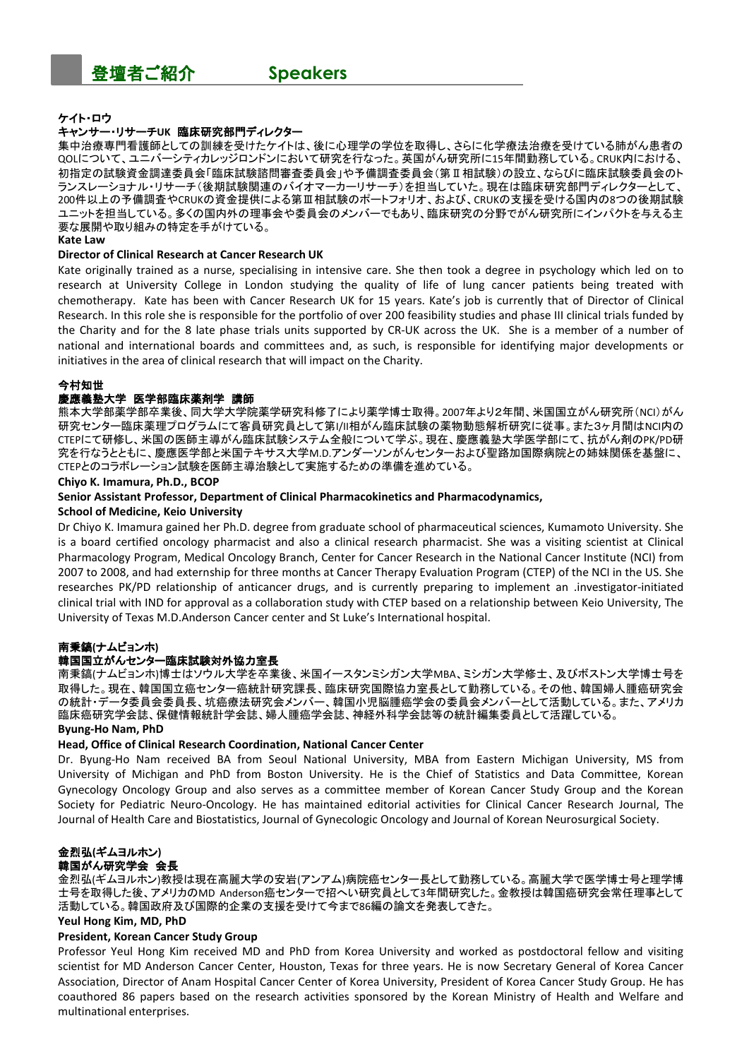# 登壇者ご紹介　　Speakers

**ケイト・ロウ**

**キャンサー・リサーチUK　臨床研究部門ディレクター**

集中治療専門看護師としての訓練を受けたケイトは、後に心理学の学位を取得し、さらに化学療法治療を受けている肺がん患者のQOLについて、ユニバーシティカレッジロンドンにおいて研究を行なった。英国がん研究所に15年間勤務している。CRUK内における、初指定の試験資金調達委員会「臨床試験諮問審査委員会」や予備調査委員会（第Ⅱ相試験）の設立、ならびに臨床試験委員会のトランスレーショナル・リサーチ（後期試験関連のバイオマーカーリサーチ）を担当していた。現在は臨床研究部門ディレクターとして、200件以上の予備調査やCRUKの資金提供による第Ⅲ相試験のポートフォリオ、および、CRUKの支援を受ける国内の8つの後期試験ユニットを担当している。多くの国内外の理事会や委員会のメンバーでもあり、臨床研究の分野でがん研究所にインパクトを与える主要な展開や取り組みの特定を手がけている。

**Kate Law**

**Director of Clinical Research at Cancer Research UK**

Kate originally trained as a nurse, specialising in intensive care. She then took a degree in psychology which led on to research at University College in London studying the quality of life of lung cancer patients being treated with chemotherapy. Kate has been with Cancer Research UK for 15 years. Kate's job is currently that of Director of Clinical Research. In this role she is responsible for the portfolio of over 200 feasibility studies and phase III clinical trials funded by the Charity and for the 8 late phase trials units supported by CR-UK across the UK. She is a member of a number of national and international boards and committees and, as such, is responsible for identifying major developments or initiatives in the area of clinical research that will impact on the Charity.

**今村知世**

**慶應義塾大学　医学部臨床薬剤学　講師**

熊本大学部薬学部卒業後、同大学大学院薬学研究科修了により薬学博士取得。2007年より2年間、米国国立がん研究所（NCI）がん研究センター臨床薬理プログラムにて客員研究員として第I/II相がん臨床試験の薬物動態解析研究に従事。また3ヶ月間はNCI内のCTEPにて研修し、米国の医師主導がん臨床試験システム全般について学ぶ。現在、慶應義塾大学医学部にて、抗がん剤のPK/PD研究を行なうとともに、慶應医学部と米国テキサス大学M.D.アンダーソンがんセンターおよび聖路加国際病院との姉妹関係を基盤に、CTEPとのコラボレーション試験を医師主導治験として実施するための準備を進めている。

**Chiyo K. Imamura, Ph.D., BCOP**

**Senior Assistant Professor, Department of Clinical Pharmacokinetics and Pharmacodynamics, School of Medicine, Keio University**

Dr Chiyo K. Imamura gained her Ph.D. degree from graduate school of pharmaceutical sciences, Kumamoto University. She is a board certified oncology pharmacist and also a clinical research pharmacist. She was a visiting scientist at Clinical Pharmacology Program, Medical Oncology Branch, Center for Cancer Research in the National Cancer Institute (NCI) from 2007 to 2008, and had externship for three months at Cancer Therapy Evaluation Program (CTEP) of the NCI in the US. She researches PK/PD relationship of anticancer drugs, and is currently preparing to implement an .investigator-initiated clinical trial with IND for approval as a collaboration study with CTEP based on a relationship between Keio University, The University of Texas M.D.Anderson Cancer center and St Luke's International hospital.

**南秉鎬(ナムビョンホ)**

**韓国国立がんセンター臨床試験対外協力室長**

南秉鎬(ナムビョンホ)博士はソウル大学を卒業後、米国イースタンミシガン大学MBA、ミシガン大学修士、及びボストン大学博士号を取得した。現在、韓国国立癌センター癌統計研究課長、臨床研究国際協力室長として勤務している。その他、韓国婦人腫癌研究会の統計・データ委員会委員長、抗癌療法研究会メンバー、韓国小児脳腫癌学会の委員会メンバーとして活動している。また、アメリカ臨床癌研究学会誌、保健情報統計学会誌、婦人腫癌学会誌、神経外科学会誌等の統計編集委員として活躍している。

**Byung-Ho Nam, PhD**

**Head, Office of Clinical Research Coordination, National Cancer Center**

Dr. Byung-Ho Nam received BA from Seoul National University, MBA from Eastern Michigan University, MS from University of Michigan and PhD from Boston University. He is the Chief of Statistics and Data Committee, Korean Gynecology Oncology Group and also serves as a committee member of Korean Cancer Study Group and the Korean Society for Pediatric Neuro-Oncology. He has maintained editorial activities for Clinical Cancer Research Journal, The Journal of Health Care and Biostatistics, Journal of Gynecologic Oncology and Journal of Korean Neurosurgical Society.

**金烈弘(ギムヨルホン)**

**韓国がん研究学会　会長**

金烈弘(ギムヨルホン)教授は現在高麗大学の安岩(アンアム)病院癌センター長として勤務している。高麗大学で医学博士号と理学博士号を取得した後、アメリカのMD Anderson癌センターで招へい研究員として3年間研究した。金教授は韓国癌研究会常任理事として活動している。韓国政府及び国際的企業の支援を受けて今まで86編の論文を発表してきた。

**Yeul Hong Kim, MD, PhD**

**President, Korean Cancer Study Group**

Professor Yeul Hong Kim received MD and PhD from Korea University and worked as postdoctoral fellow and visiting scientist for MD Anderson Cancer Center, Houston, Texas for three years. He is now Secretary General of Korea Cancer Association, Director of Anam Hospital Cancer Center of Korea University, President of Korea Cancer Study Group. He has coauthored 86 papers based on the research activities sponsored by the Korean Ministry of Health and Welfare and multinational enterprises.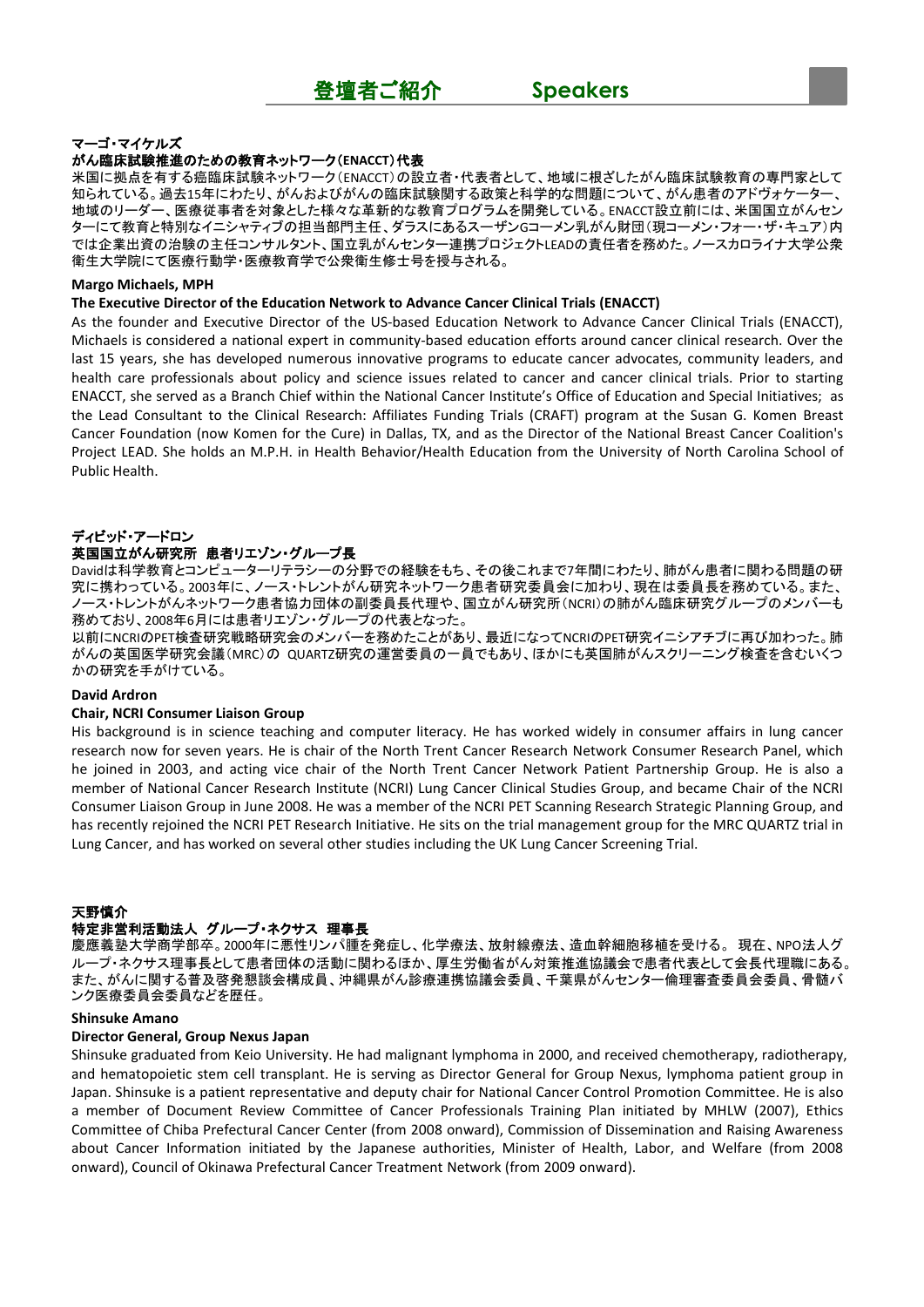# 登壇者ご紹介　　Speakers

**マーゴ・マイケルズ**
**がん臨床試験推進のための教育ネットワーク（ENACCT）代表**

米国に拠点を有する癌臨床試験ネットワーク（ENACCT）の設立者・代表者として、地域に根ざしたがん臨床試験教育の専門家として知られている。過去15年にわたり、がんおよびがんの臨床試験関する政策と科学的な問題について、がん患者のアドヴォケーター、地域のリーダー、医療従事者を対象とした様々な革新的な教育プログラムを開発している。ENACCT設立前には、米国国立がんセンターにて教育と特別なイニシャティブの担当部門主任、ダラスにあるスーザンGコーメン乳がん財団（現コーメン・フォー・ザ・キュア）内では企業出資の治験の主任コンサルタント、国立乳がんセンター連携プロジェクトLEADの責任者を務めた。ノースカロライナ大学公衆衛生大学院にて医療行動学・医療教育学で公衆衛生修士号を授与される。

**Margo Michaels, MPH**

**The Executive Director of the Education Network to Advance Cancer Clinical Trials (ENACCT)**

As the founder and Executive Director of the US-based Education Network to Advance Cancer Clinical Trials (ENACCT), Michaels is considered a national expert in community-based education efforts around cancer clinical research. Over the last 15 years, she has developed numerous innovative programs to educate cancer advocates, community leaders, and health care professionals about policy and science issues related to cancer and cancer clinical trials. Prior to starting ENACCT, she served as a Branch Chief within the National Cancer Institute's Office of Education and Special Initiatives; as the Lead Consultant to the Clinical Research: Affiliates Funding Trials (CRAFT) program at the Susan G. Komen Breast Cancer Foundation (now Komen for the Cure) in Dallas, TX, and as the Director of the National Breast Cancer Coalition's Project LEAD. She holds an M.P.H. in Health Behavior/Health Education from the University of North Carolina School of Public Health.

**ディビッド・アードロン**
**英国国立がん研究所　患者リエゾン・グループ長**

Davidは科学教育とコンピューターリテラシーの分野での経験をもち、その後これまで7年間にわたり、肺がん患者に関わる問題の研究に携わっている。2003年に、ノース・トレントがん研究ネットワーク患者研究委員会に加わり、現在は委員長を務めている。また、ノース・トレントがんネットワーク患者協力団体の副委員長代理や、国立がん研究所（NCRI）の肺がん臨床研究グループのメンバーも務めており、2008年6月には患者リエゾン・グループの代表となった。

以前にNCRIのPET検査研究戦略研究会のメンバーを務めたことがあり、最近になってNCRIのPET研究イニシアチブに再び加わった。肺がんの英国医学研究会議（MRC）の　QUARTZ研究の運営委員の一員でもあり、ほかにも英国肺がんスクリーニング検査を含むいくつかの研究を手がけている。

**David Ardron**

**Chair, NCRI Consumer Liaison Group**

His background is in science teaching and computer literacy. He has worked widely in consumer affairs in lung cancer research now for seven years. He is chair of the North Trent Cancer Research Network Consumer Research Panel, which he joined in 2003, and acting vice chair of the North Trent Cancer Network Patient Partnership Group. He is also a member of National Cancer Research Institute (NCRI) Lung Cancer Clinical Studies Group, and became Chair of the NCRI Consumer Liaison Group in June 2008. He was a member of the NCRI PET Scanning Research Strategic Planning Group, and has recently rejoined the NCRI PET Research Initiative. He sits on the trial management group for the MRC QUARTZ trial in Lung Cancer, and has worked on several other studies including the UK Lung Cancer Screening Trial.

**天野慎介**
**特定非営利活動法人　グループ・ネクサス　理事長**

慶應義塾大学商学部卒。2000年に悪性リンパ腫を発症し、化学療法、放射線療法、造血幹細胞移植を受ける。 現在、NPO法人グループ・ネクサス理事長として患者団体の活動に関わるほか、厚生労働省がん対策推進協議会で患者代表として会長代理職にある。また、がんに関する普及啓発懇談会構成員、沖縄県がん診療連携協議会委員、千葉県がんセンター倫理審査委員会委員、骨髄バンク医療委員会委員などを歴任。

**Shinsuke Amano**

**Director General, Group Nexus Japan**

Shinsuke graduated from Keio University. He had malignant lymphoma in 2000, and received chemotherapy, radiotherapy, and hematopoietic stem cell transplant. He is serving as Director General for Group Nexus, lymphoma patient group in Japan. Shinsuke is a patient representative and deputy chair for National Cancer Control Promotion Committee. He is also a member of Document Review Committee of Cancer Professionals Training Plan initiated by MHLW (2007), Ethics Committee of Chiba Prefectural Cancer Center (from 2008 onward), Commission of Dissemination and Raising Awareness about Cancer Information initiated by the Japanese authorities, Minister of Health, Labor, and Welfare (from 2008 onward), Council of Okinawa Prefectural Cancer Treatment Network (from 2009 onward).